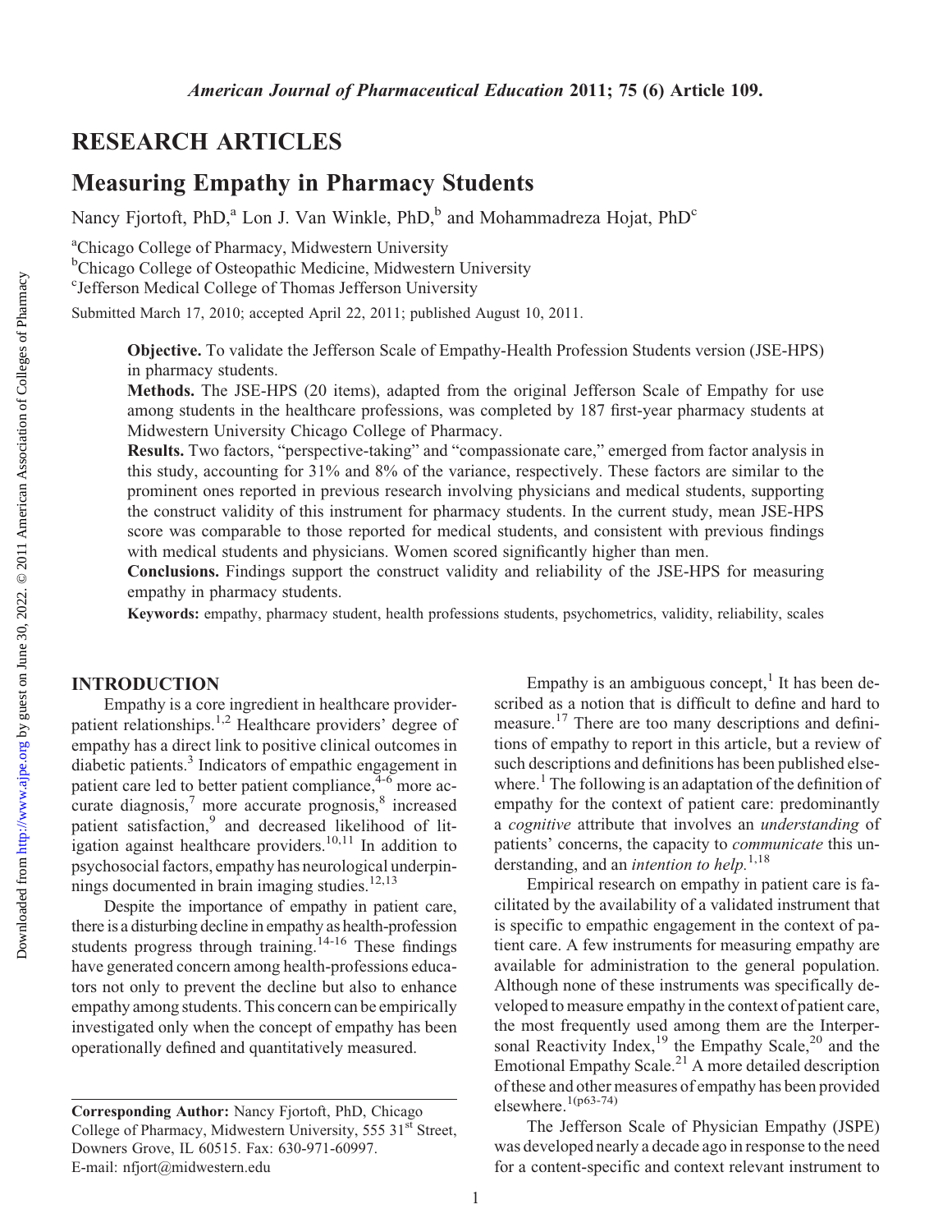## RESEARCH ARTICLES

# Measuring Empathy in Pharmacy Students

Nancy Fjortoft, PhD,[a] Lon J. Van Winkle, PhD,[b] and Mohammadreza Hojat, PhD[c]

[a]Chicago College of Pharmacy, Midwestern University

[b]Chicago College of Osteopathic Medicine, Midwestern University

[c]Jefferson Medical College of Thomas Jefferson University

Submitted March 17, 2010; accepted April 22, 2011; published August 10, 2011.

**Objective.** To validate the Jefferson Scale of Empathy-Health Profession Students version (JSE-HPS) in pharmacy students.

**Methods.** The JSE-HPS (20 items), adapted from the original Jefferson Scale of Empathy for use among students in the healthcare professions, was completed by 187 first-year pharmacy students at Midwestern University Chicago College of Pharmacy.

**Results.** Two factors, "perspective-taking" and "compassionate care," emerged from factor analysis in this study, accounting for 31% and 8% of the variance, respectively. These factors are similar to the prominent ones reported in previous research involving physicians and medical students, supporting the construct validity of this instrument for pharmacy students. In the current study, mean JSE-HPS score was comparable to those reported for medical students, and consistent with previous findings with medical students and physicians. Women scored significantly higher than men.

**Conclusions.** Findings support the construct validity and reliability of the JSE-HPS for measuring empathy in pharmacy students.

**Keywords:** empathy, pharmacy student, health professions students, psychometrics, validity, reliability, scales

## INTRODUCTION

Empathy is a core ingredient in healthcare provider-patient relationships.[1,2] Healthcare providers' degree of empathy has a direct link to positive clinical outcomes in diabetic patients.[3] Indicators of empathic engagement in patient care led to better patient compliance,[4-6] more accurate diagnosis,[7] more accurate prognosis,[8] increased patient satisfaction,[9] and decreased likelihood of litigation against healthcare providers.[10,11] In addition to psychosocial factors, empathy has neurological underpinnings documented in brain imaging studies.[12,13]

Despite the importance of empathy in patient care, there is a disturbing decline in empathy as health-profession students progress through training.[14-16] These findings have generated concern among health-professions educators not only to prevent the decline but also to enhance empathy among students. This concern can be empirically investigated only when the concept of empathy has been operationally defined and quantitatively measured.

Empathy is an ambiguous concept,[1] It has been described as a notion that is difficult to define and hard to measure.[17] There are too many descriptions and definitions of empathy to report in this article, but a review of such descriptions and definitions has been published elsewhere.[1] The following is an adaptation of the definition of empathy for the context of patient care: predominantly a *cognitive* attribute that involves an *understanding* of patients' concerns, the capacity to *communicate* this understanding, and an *intention to help.*[1,18]

Empirical research on empathy in patient care is facilitated by the availability of a validated instrument that is specific to empathic engagement in the context of patient care. A few instruments for measuring empathy are available for administration to the general population. Although none of these instruments was specifically developed to measure empathy in the context of patient care, the most frequently used among them are the Interpersonal Reactivity Index,[19] the Empathy Scale,[20] and the Emotional Empathy Scale.[21] A more detailed description of these and other measures of empathy has been provided elsewhere.[1(p63-74)]

The Jefferson Scale of Physician Empathy (JSPE) was developed nearly a decade ago in response to the need for a content-specific and context relevant instrument to

**Corresponding Author:** Nancy Fjortoft, PhD, Chicago College of Pharmacy, Midwestern University, 555 31[st] Street, Downers Grove, IL 60515. Fax: 630-971-60997. E-mail: nfjort@midwestern.edu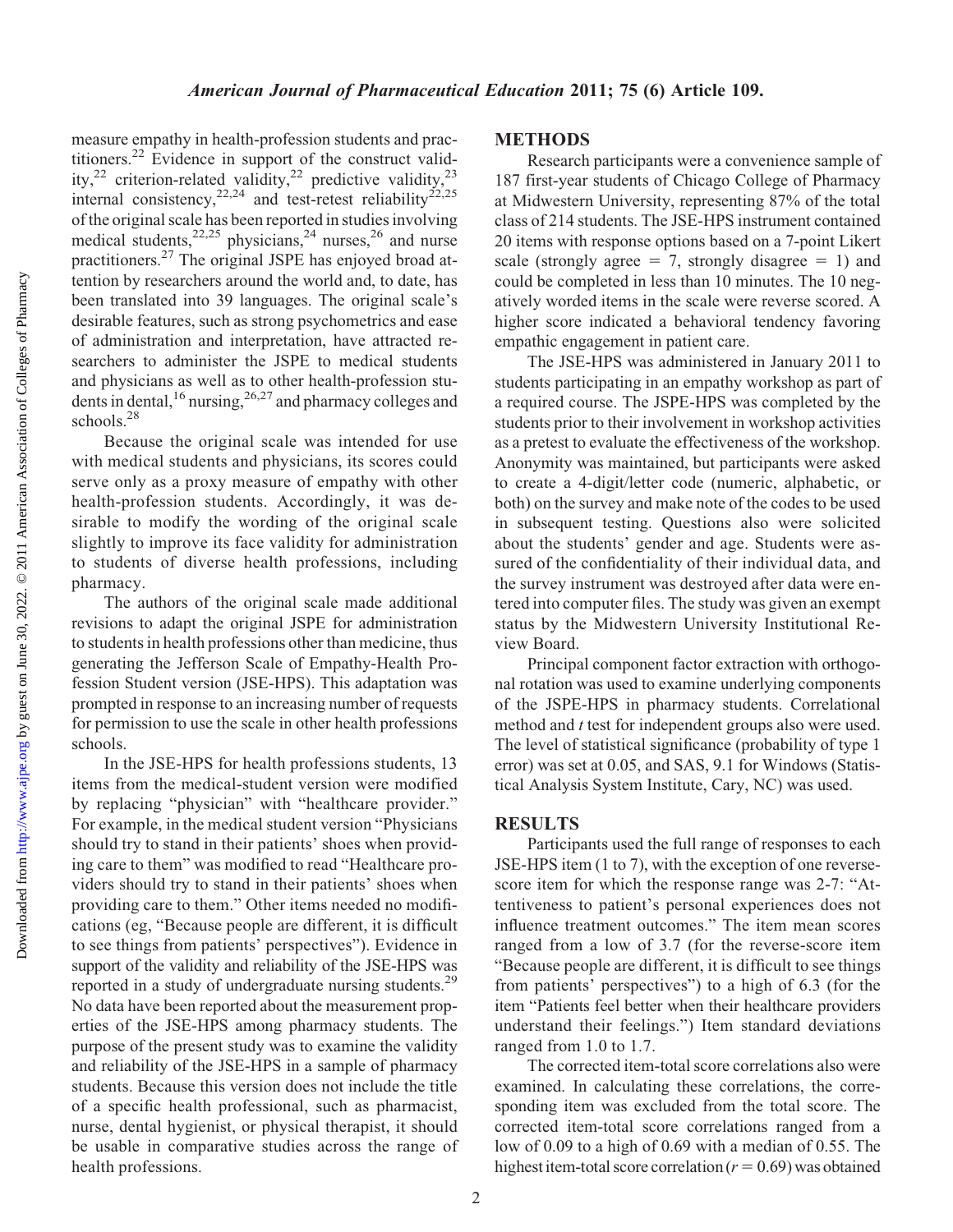measure empathy in health-profession students and practitioners.[22] Evidence in support of the construct validity,[22] criterion-related validity,[22] predictive validity,[23] internal consistency,[22,24] and test-retest reliability[22,25] of the original scale has been reported in studies involving medical students,[22,25] physicians,[24] nurses,[26] and nurse practitioners.[27] The original JSPE has enjoyed broad attention by researchers around the world and, to date, has been translated into 39 languages. The original scale's desirable features, such as strong psychometrics and ease of administration and interpretation, have attracted researchers to administer the JSPE to medical students and physicians as well as to other health-profession students in dental,[16] nursing,[26,27] and pharmacy colleges and schools.[28]

Because the original scale was intended for use with medical students and physicians, its scores could serve only as a proxy measure of empathy with other health-profession students. Accordingly, it was desirable to modify the wording of the original scale slightly to improve its face validity for administration to students of diverse health professions, including pharmacy.

The authors of the original scale made additional revisions to adapt the original JSPE for administration to students in health professions other than medicine, thus generating the Jefferson Scale of Empathy-Health Profession Student version (JSE-HPS). This adaptation was prompted in response to an increasing number of requests for permission to use the scale in other health professions schools.

In the JSE-HPS for health professions students, 13 items from the medical-student version were modified by replacing "physician" with "healthcare provider." For example, in the medical student version "Physicians should try to stand in their patients' shoes when providing care to them" was modified to read "Healthcare providers should try to stand in their patients' shoes when providing care to them." Other items needed no modifications (eg, "Because people are different, it is difficult to see things from patients' perspectives"). Evidence in support of the validity and reliability of the JSE-HPS was reported in a study of undergraduate nursing students.[29] No data have been reported about the measurement properties of the JSE-HPS among pharmacy students. The purpose of the present study was to examine the validity and reliability of the JSE-HPS in a sample of pharmacy students. Because this version does not include the title of a specific health professional, such as pharmacist, nurse, dental hygienist, or physical therapist, it should be usable in comparative studies across the range of health professions.

## METHODS

Research participants were a convenience sample of 187 first-year students of Chicago College of Pharmacy at Midwestern University, representing 87% of the total class of 214 students. The JSE-HPS instrument contained 20 items with response options based on a 7-point Likert scale (strongly agree = 7, strongly disagree = 1) and could be completed in less than 10 minutes. The 10 negatively worded items in the scale were reverse scored. A higher score indicated a behavioral tendency favoring empathic engagement in patient care.

The JSE-HPS was administered in January 2011 to students participating in an empathy workshop as part of a required course. The JSPE-HPS was completed by the students prior to their involvement in workshop activities as a pretest to evaluate the effectiveness of the workshop. Anonymity was maintained, but participants were asked to create a 4-digit/letter code (numeric, alphabetic, or both) on the survey and make note of the codes to be used in subsequent testing. Questions also were solicited about the students' gender and age. Students were assured of the confidentiality of their individual data, and the survey instrument was destroyed after data were entered into computer files. The study was given an exempt status by the Midwestern University Institutional Review Board.

Principal component factor extraction with orthogonal rotation was used to examine underlying components of the JSPE-HPS in pharmacy students. Correlational method and *t* test for independent groups also were used. The level of statistical significance (probability of type 1 error) was set at 0.05, and SAS, 9.1 for Windows (Statistical Analysis System Institute, Cary, NC) was used.

## RESULTS

Participants used the full range of responses to each JSE-HPS item (1 to 7), with the exception of one reverse-score item for which the response range was 2-7: "Attentiveness to patient's personal experiences does not influence treatment outcomes." The item mean scores ranged from a low of 3.7 (for the reverse-score item "Because people are different, it is difficult to see things from patients' perspectives") to a high of 6.3 (for the item "Patients feel better when their healthcare providers understand their feelings.") Item standard deviations ranged from 1.0 to 1.7.

The corrected item-total score correlations also were examined. In calculating these correlations, the corresponding item was excluded from the total score. The corrected item-total score correlations ranged from a low of 0.09 to a high of 0.69 with a median of 0.55. The highest item-total score correlation ($r = 0.69$) was obtained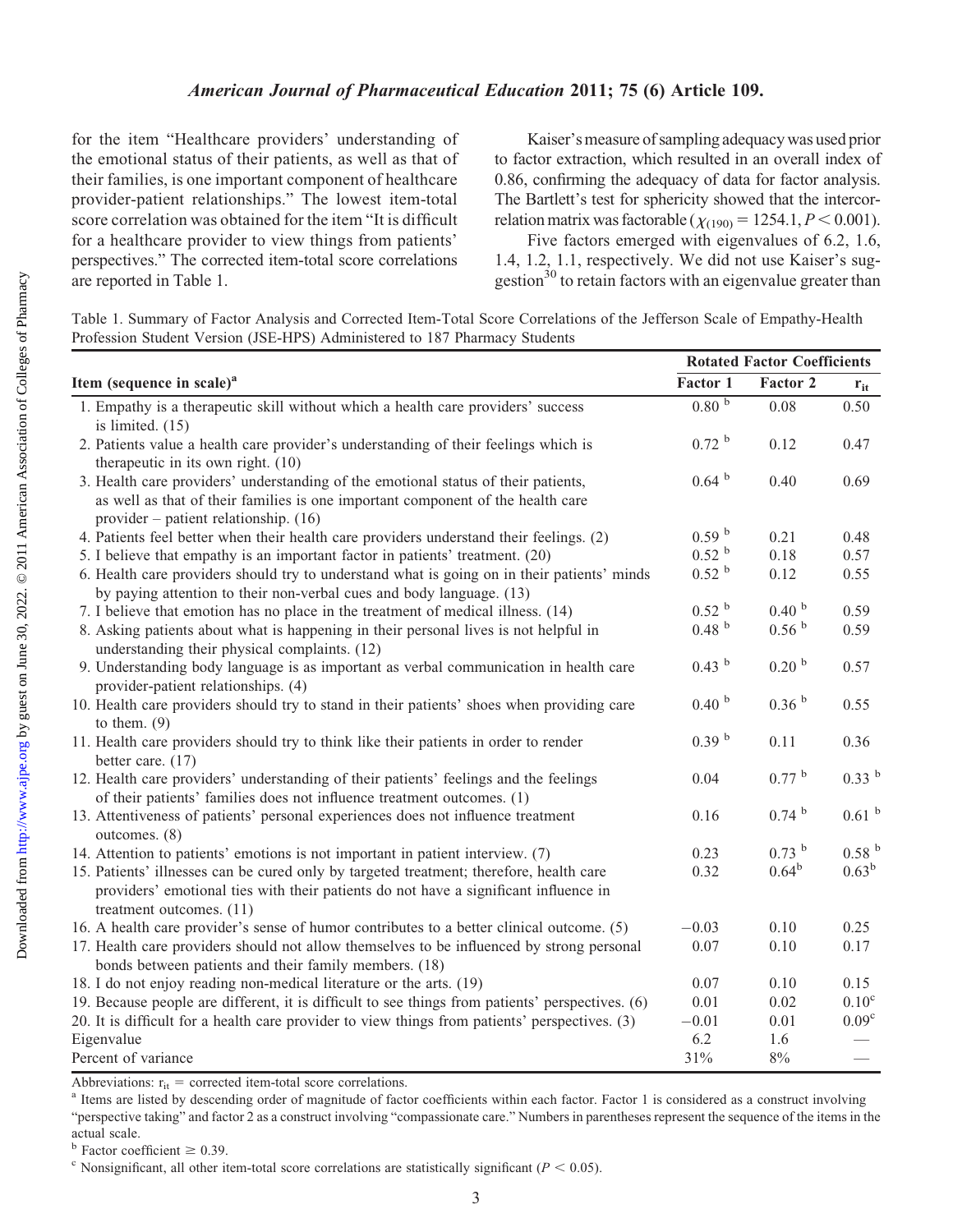for the item "Healthcare providers' understanding of the emotional status of their patients, as well as that of their families, is one important component of healthcare provider-patient relationships." The lowest item-total score correlation was obtained for the item "It is difficult for a healthcare provider to view things from patients' perspectives." The corrected item-total score correlations are reported in Table 1.

Kaiser's measure of sampling adequacy was used prior to factor extraction, which resulted in an overall index of 0.86, confirming the adequacy of data for factor analysis. The Bartlett's test for sphericity showed that the intercorrelation matrix was factorable ($\chi_{(190)} = 1254.1, P < 0.001$).

Five factors emerged with eigenvalues of 6.2, 1.6, 1.4, 1.2, 1.1, respectively. We did not use Kaiser's suggestion[30] to retain factors with an eigenvalue greater than

Table 1. Summary of Factor Analysis and Corrected Item-Total Score Correlations of the Jefferson Scale of Empathy-Health Profession Student Version (JSE-HPS) Administered to 187 Pharmacy Students

| Item (sequence in scale)[a] | Rotated Factor Coefficients | | |
|---|---|---|---|
| | Factor 1 | Factor 2 | $r_{it}$ |
| 1. Empathy is a therapeutic skill without which a health care providers' success is limited. (15) | 0.80 [b] | 0.08 | 0.50 |
| 2. Patients value a health care provider's understanding of their feelings which is therapeutic in its own right. (10) | 0.72 [b] | 0.12 | 0.47 |
| 3. Health care providers' understanding of the emotional status of their patients, as well as that of their families is one important component of the health care provider – patient relationship. (16) | 0.64 [b] | 0.40 | 0.69 |
| 4. Patients feel better when their health care providers understand their feelings. (2) | 0.59 [b] | 0.21 | 0.48 |
| 5. I believe that empathy is an important factor in patients' treatment. (20) | 0.52 [b] | 0.18 | 0.57 |
| 6. Health care providers should try to understand what is going on in their patients' minds by paying attention to their non-verbal cues and body language. (13) | 0.52 [b] | 0.12 | 0.55 |
| 7. I believe that emotion has no place in the treatment of medical illness. (14) | 0.52 [b] | 0.40 [b] | 0.59 |
| 8. Asking patients about what is happening in their personal lives is not helpful in understanding their physical complaints. (12) | 0.48 [b] | 0.56 [b] | 0.59 |
| 9. Understanding body language is as important as verbal communication in health care provider-patient relationships. (4) | 0.43 [b] | 0.20 [b] | 0.57 |
| 10. Health care providers should try to stand in their patients' shoes when providing care to them. (9) | 0.40 [b] | 0.36 [b] | 0.55 |
| 11. Health care providers should try to think like their patients in order to render better care. (17) | 0.39 [b] | 0.11 | 0.36 |
| 12. Health care providers' understanding of their patients' feelings and the feelings of their patients' families does not influence treatment outcomes. (1) | 0.04 | 0.77 [b] | 0.33 [b] |
| 13. Attentiveness of patients' personal experiences does not influence treatment outcomes. (8) | 0.16 | 0.74 [b] | 0.61 [b] |
| 14. Attention to patients' emotions is not important in patient interview. (7) | 0.23 | 0.73 [b] | 0.58 [b] |
| 15. Patients' illnesses can be cured only by targeted treatment; therefore, health care providers' emotional ties with their patients do not have a significant influence in treatment outcomes. (11) | 0.32 | 0.64[b] | 0.63[b] |
| 16. A health care provider's sense of humor contributes to a better clinical outcome. (5) | −0.03 | 0.10 | 0.25 |
| 17. Health care providers should not allow themselves to be influenced by strong personal bonds between patients and their family members. (18) | 0.07 | 0.10 | 0.17 |
| 18. I do not enjoy reading non-medical literature or the arts. (19) | 0.07 | 0.10 | 0.15 |
| 19. Because people are different, it is difficult to see things from patients' perspectives. (6) | 0.01 | 0.02 | 0.10[c] |
| 20. It is difficult for a health care provider to view things from patients' perspectives. (3) | −0.01 | 0.01 | 0.09[c] |
| Eigenvalue | 6.2 | 1.6 | — |
| Percent of variance | 31% | 8% | — |

Abbreviations: $r_{it}$ = corrected item-total score correlations.

[a] Items are listed by descending order of magnitude of factor coefficients within each factor. Factor 1 is considered as a construct involving "perspective taking" and factor 2 as a construct involving "compassionate care." Numbers in parentheses represent the sequence of the items in the actual scale.

[b] Factor coefficient ≥ 0.39.

[c] Nonsignificant, all other item-total score correlations are statistically significant ($P < 0.05$).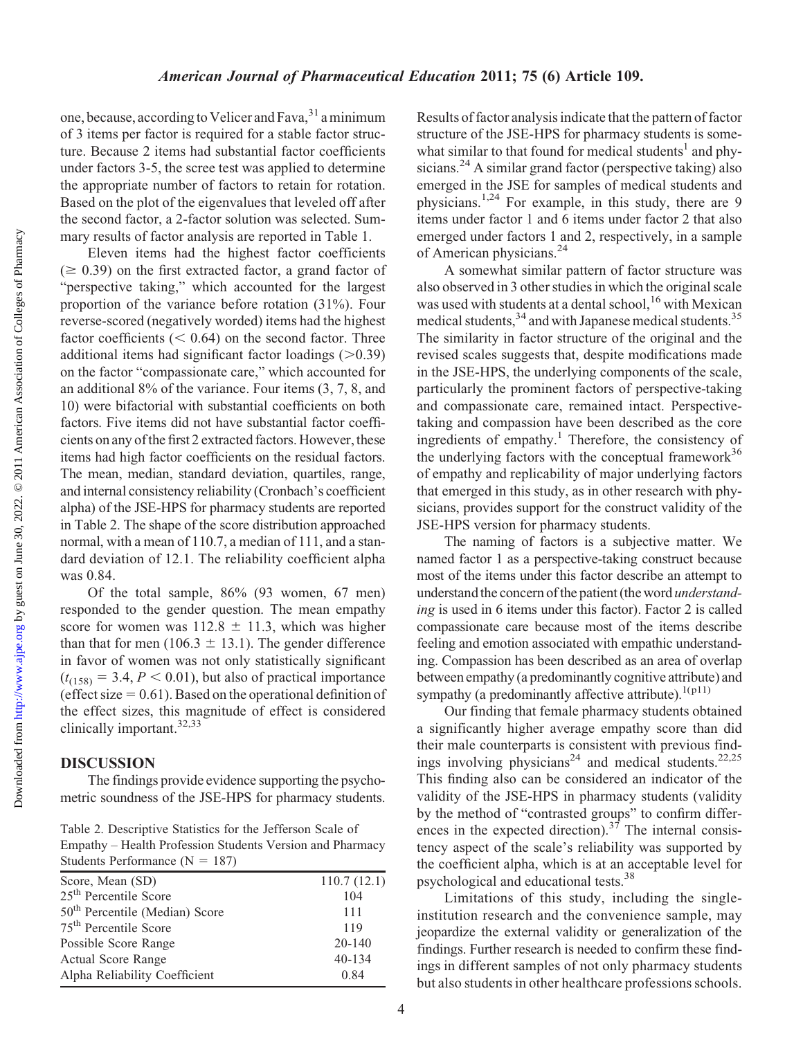one, because, according to Velicer and Fava,[31] a minimum of 3 items per factor is required for a stable factor structure. Because 2 items had substantial factor coefficients under factors 3-5, the scree test was applied to determine the appropriate number of factors to retain for rotation. Based on the plot of the eigenvalues that leveled off after the second factor, a 2-factor solution was selected. Summary results of factor analysis are reported in Table 1.

Eleven items had the highest factor coefficients ($\geq 0.39$) on the first extracted factor, a grand factor of "perspective taking," which accounted for the largest proportion of the variance before rotation (31%). Four reverse-scored (negatively worded) items had the highest factor coefficients ($< 0.64$) on the second factor. Three additional items had significant factor loadings ($>0.39$) on the factor "compassionate care," which accounted for an additional 8% of the variance. Four items (3, 7, 8, and 10) were bifactorial with substantial coefficients on both factors. Five items did not have substantial factor coefficients on any of the first 2 extracted factors. However, these items had high factor coefficients on the residual factors. The mean, median, standard deviation, quartiles, range, and internal consistency reliability (Cronbach's coefficient alpha) of the JSE-HPS for pharmacy students are reported in Table 2. The shape of the score distribution approached normal, with a mean of 110.7, a median of 111, and a standard deviation of 12.1. The reliability coefficient alpha was 0.84.

Of the total sample, 86% (93 women, 67 men) responded to the gender question. The mean empathy score for women was $112.8 \pm 11.3$, which was higher than that for men ($106.3 \pm 13.1$). The gender difference in favor of women was not only statistically significant ($t_{(158)} = 3.4$, $P < 0.01$), but also of practical importance (effect size = 0.61). Based on the operational definition of the effect sizes, this magnitude of effect is considered clinically important.[32,33]

## DISCUSSION

The findings provide evidence supporting the psychometric soundness of the JSE-HPS for pharmacy students.

Table 2. Descriptive Statistics for the Jefferson Scale of Empathy – Health Profession Students Version and Pharmacy Students Performance (N = 187)

| | |
|---|---|
| Score, Mean (SD) | 110.7 (12.1) |
| 25th Percentile Score | 104 |
| 50th Percentile (Median) Score | 111 |
| 75th Percentile Score | 119 |
| Possible Score Range | 20-140 |
| Actual Score Range | 40-134 |
| Alpha Reliability Coefficient | 0.84 |

Results of factor analysis indicate that the pattern of factor structure of the JSE-HPS for pharmacy students is somewhat similar to that found for medical students[1] and physicians.[24] A similar grand factor (perspective taking) also emerged in the JSE for samples of medical students and physicians.[1,24] For example, in this study, there are 9 items under factor 1 and 6 items under factor 2 that also emerged under factors 1 and 2, respectively, in a sample of American physicians.[24]

A somewhat similar pattern of factor structure was also observed in 3 other studies in which the original scale was used with students at a dental school,[16] with Mexican medical students,[34] and with Japanese medical students.[35] The similarity in factor structure of the original and the revised scales suggests that, despite modifications made in the JSE-HPS, the underlying components of the scale, particularly the prominent factors of perspective-taking and compassionate care, remained intact. Perspective-taking and compassion have been described as the core ingredients of empathy.[1] Therefore, the consistency of the underlying factors with the conceptual framework[36] of empathy and replicability of major underlying factors that emerged in this study, as in other research with physicians, provides support for the construct validity of the JSE-HPS version for pharmacy students.

The naming of factors is a subjective matter. We named factor 1 as a perspective-taking construct because most of the items under this factor describe an attempt to understand the concern of the patient (the word *understanding* is used in 6 items under this factor). Factor 2 is called compassionate care because most of the items describe feeling and emotion associated with empathic understanding. Compassion has been described as an area of overlap between empathy (a predominantly cognitive attribute) and sympathy (a predominantly affective attribute).[1(p11)]

Our finding that female pharmacy students obtained a significantly higher average empathy score than did their male counterparts is consistent with previous findings involving physicians[24] and medical students.[22,25] This finding also can be considered an indicator of the validity of the JSE-HPS in pharmacy students (validity by the method of "contrasted groups" to confirm differences in the expected direction).[37] The internal consistency aspect of the scale's reliability was supported by the coefficient alpha, which is at an acceptable level for psychological and educational tests.[38]

Limitations of this study, including the single-institution research and the convenience sample, may jeopardize the external validity or generalization of the findings. Further research is needed to confirm these findings in different samples of not only pharmacy students but also students in other healthcare professions schools.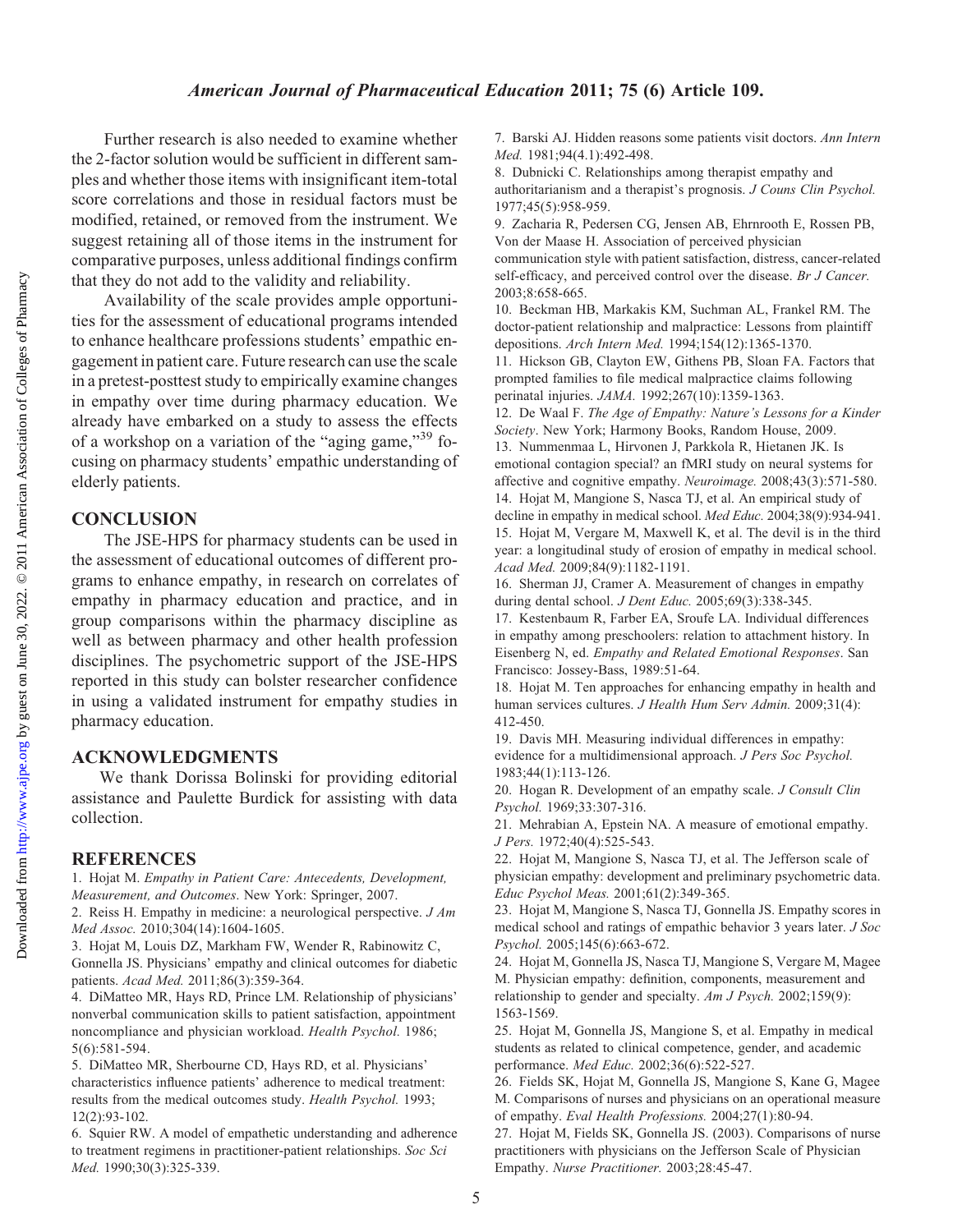Further research is also needed to examine whether the 2-factor solution would be sufficient in different samples and whether those items with insignificant item-total score correlations and those in residual factors must be modified, retained, or removed from the instrument. We suggest retaining all of those items in the instrument for comparative purposes, unless additional findings confirm that they do not add to the validity and reliability.

Availability of the scale provides ample opportunities for the assessment of educational programs intended to enhance healthcare professions students' empathic engagement in patient care. Future research can use the scale in a pretest-posttest study to empirically examine changes in empathy over time during pharmacy education. We already have embarked on a study to assess the effects of a workshop on a variation of the "aging game,"[39] focusing on pharmacy students' empathic understanding of elderly patients.

## CONCLUSION

The JSE-HPS for pharmacy students can be used in the assessment of educational outcomes of different programs to enhance empathy, in research on correlates of empathy in pharmacy education and practice, and in group comparisons within the pharmacy discipline as well as between pharmacy and other health profession disciplines. The psychometric support of the JSE-HPS reported in this study can bolster researcher confidence in using a validated instrument for empathy studies in pharmacy education.

## ACKNOWLEDGMENTS

We thank Dorissa Bolinski for providing editorial assistance and Paulette Burdick for assisting with data collection.

## REFERENCES

1. Hojat M. *Empathy in Patient Care: Antecedents, Development, Measurement, and Outcomes*. New York: Springer, 2007.
2. Reiss H. Empathy in medicine: a neurological perspective. *J Am Med Assoc.* 2010;304(14):1604-1605.
3. Hojat M, Louis DZ, Markham FW, Wender R, Rabinowitz C, Gonnella JS. Physicians' empathy and clinical outcomes for diabetic patients. *Acad Med.* 2011;86(3):359-364.
4. DiMatteo MR, Hays RD, Prince LM. Relationship of physicians' nonverbal communication skills to patient satisfaction, appointment noncompliance and physician workload. *Health Psychol.* 1986; 5(6):581-594.
5. DiMatteo MR, Sherbourne CD, Hays RD, et al. Physicians' characteristics influence patients' adherence to medical treatment: results from the medical outcomes study. *Health Psychol.* 1993; 12(2):93-102.
6. Squier RW. A model of empathetic understanding and adherence to treatment regimens in practitioner-patient relationships. *Soc Sci Med.* 1990;30(3):325-339.
7. Barski AJ. Hidden reasons some patients visit doctors. *Ann Intern Med.* 1981;94(4.1):492-498.
8. Dubnicki C. Relationships among therapist empathy and authoritarianism and a therapist's prognosis. *J Couns Clin Psychol.* 1977;45(5):958-959.
9. Zacharia R, Pedersen CG, Jensen AB, Ehrnrooth E, Rossen PB, Von der Maase H. Association of perceived physician communication style with patient satisfaction, distress, cancer-related self-efficacy, and perceived control over the disease. *Br J Cancer.* 2003;8:658-665.
10. Beckman HB, Markakis KM, Suchman AL, Frankel RM. The doctor-patient relationship and malpractice: Lessons from plaintiff depositions. *Arch Intern Med.* 1994;154(12):1365-1370.
11. Hickson GB, Clayton EW, Githens PB, Sloan FA. Factors that prompted families to file medical malpractice claims following perinatal injuries. *JAMA.* 1992;267(10):1359-1363.
12. De Waal F. *The Age of Empathy: Nature's Lessons for a Kinder Society*. New York; Harmony Books, Random House, 2009.
13. Nummenmaa L, Hirvonen J, Parkkola R, Hietanen JK. Is emotional contagion special? an fMRI study on neural systems for affective and cognitive empathy. *Neuroimage.* 2008;43(3):571-580.
14. Hojat M, Mangione S, Nasca TJ, et al. An empirical study of decline in empathy in medical school. *Med Educ.* 2004;38(9):934-941.
15. Hojat M, Vergare M, Maxwell K, et al. The devil is in the third year: a longitudinal study of erosion of empathy in medical school. *Acad Med.* 2009;84(9):1182-1191.
16. Sherman JJ, Cramer A. Measurement of changes in empathy during dental school. *J Dent Educ.* 2005;69(3):338-345.
17. Kestenbaum R, Farber EA, Sroufe LA. Individual differences in empathy among preschoolers: relation to attachment history. In Eisenberg N, ed. *Empathy and Related Emotional Responses*. San Francisco: Jossey-Bass, 1989:51-64.
18. Hojat M. Ten approaches for enhancing empathy in health and human services cultures. *J Health Hum Serv Admin.* 2009;31(4): 412-450.
19. Davis MH. Measuring individual differences in empathy: evidence for a multidimensional approach. *J Pers Soc Psychol.* 1983;44(1):113-126.
20. Hogan R. Development of an empathy scale. *J Consult Clin Psychol.* 1969;33:307-316.
21. Mehrabian A, Epstein NA. A measure of emotional empathy. *J Pers.* 1972;40(4):525-543.
22. Hojat M, Mangione S, Nasca TJ, et al. The Jefferson scale of physician empathy: development and preliminary psychometric data. *Educ Psychol Meas.* 2001;61(2):349-365.
23. Hojat M, Mangione S, Nasca TJ, Gonnella JS. Empathy scores in medical school and ratings of empathic behavior 3 years later. *J Soc Psychol.* 2005;145(6):663-672.
24. Hojat M, Gonnella JS, Nasca TJ, Mangione S, Vergare M, Magee M. Physician empathy: definition, components, measurement and relationship to gender and specialty. *Am J Psych.* 2002;159(9): 1563-1569.
25. Hojat M, Gonnella JS, Mangione S, et al. Empathy in medical students as related to clinical competence, gender, and academic performance. *Med Educ.* 2002;36(6):522-527.
26. Fields SK, Hojat M, Gonnella JS, Mangione S, Kane G, Magee M. Comparisons of nurses and physicians on an operational measure of empathy. *Eval Health Professions.* 2004;27(1):80-94.
27. Hojat M, Fields SK, Gonnella JS. (2003). Comparisons of nurse practitioners with physicians on the Jefferson Scale of Physician Empathy. *Nurse Practitioner.* 2003;28:45-47.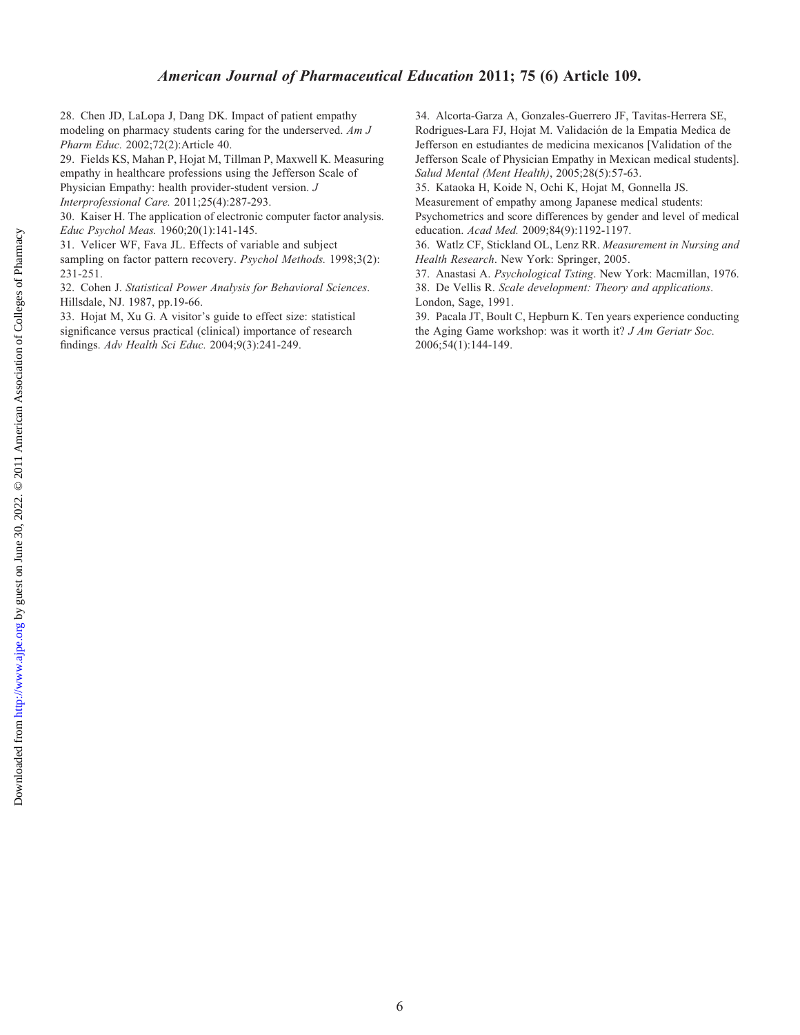28. Chen JD, LaLopa J, Dang DK. Impact of patient empathy modeling on pharmacy students caring for the underserved. *Am J Pharm Educ.* 2002;72(2):Article 40.

29. Fields KS, Mahan P, Hojat M, Tillman P, Maxwell K. Measuring empathy in healthcare professions using the Jefferson Scale of Physician Empathy: health provider-student version. *J Interprofessional Care.* 2011;25(4):287-293.

30. Kaiser H. The application of electronic computer factor analysis. *Educ Psychol Meas.* 1960;20(1):141-145.

31. Velicer WF, Fava JL. Effects of variable and subject sampling on factor pattern recovery. *Psychol Methods.* 1998;3(2):231-251.

32. Cohen J. *Statistical Power Analysis for Behavioral Sciences*. Hillsdale, NJ. 1987, pp.19-66.

33. Hojat M, Xu G. A visitor's guide to effect size: statistical significance versus practical (clinical) importance of research findings. *Adv Health Sci Educ.* 2004;9(3):241-249.

34. Alcorta-Garza A, Gonzales-Guerrero JF, Tavitas-Herrera SE, Rodrigues-Lara FJ, Hojat M. Validación de la Empatia Medica de Jefferson en estudiantes de medicina mexicanos [Validation of the Jefferson Scale of Physician Empathy in Mexican medical students]. *Salud Mental (Ment Health)*, 2005;28(5):57-63.

35. Kataoka H, Koide N, Ochi K, Hojat M, Gonnella JS. Measurement of empathy among Japanese medical students: Psychometrics and score differences by gender and level of medical education. *Acad Med.* 2009;84(9):1192-1197.

36. Watlz CF, Stickland OL, Lenz RR. *Measurement in Nursing and Health Research*. New York: Springer, 2005.

37. Anastasi A. *Psychological Tsting*. New York: Macmillan, 1976.

38. De Vellis R. *Scale development: Theory and applications*. London, Sage, 1991.

39. Pacala JT, Boult C, Hepburn K. Ten years experience conducting the Aging Game workshop: was it worth it? *J Am Geriatr Soc.* 2006;54(1):144-149.